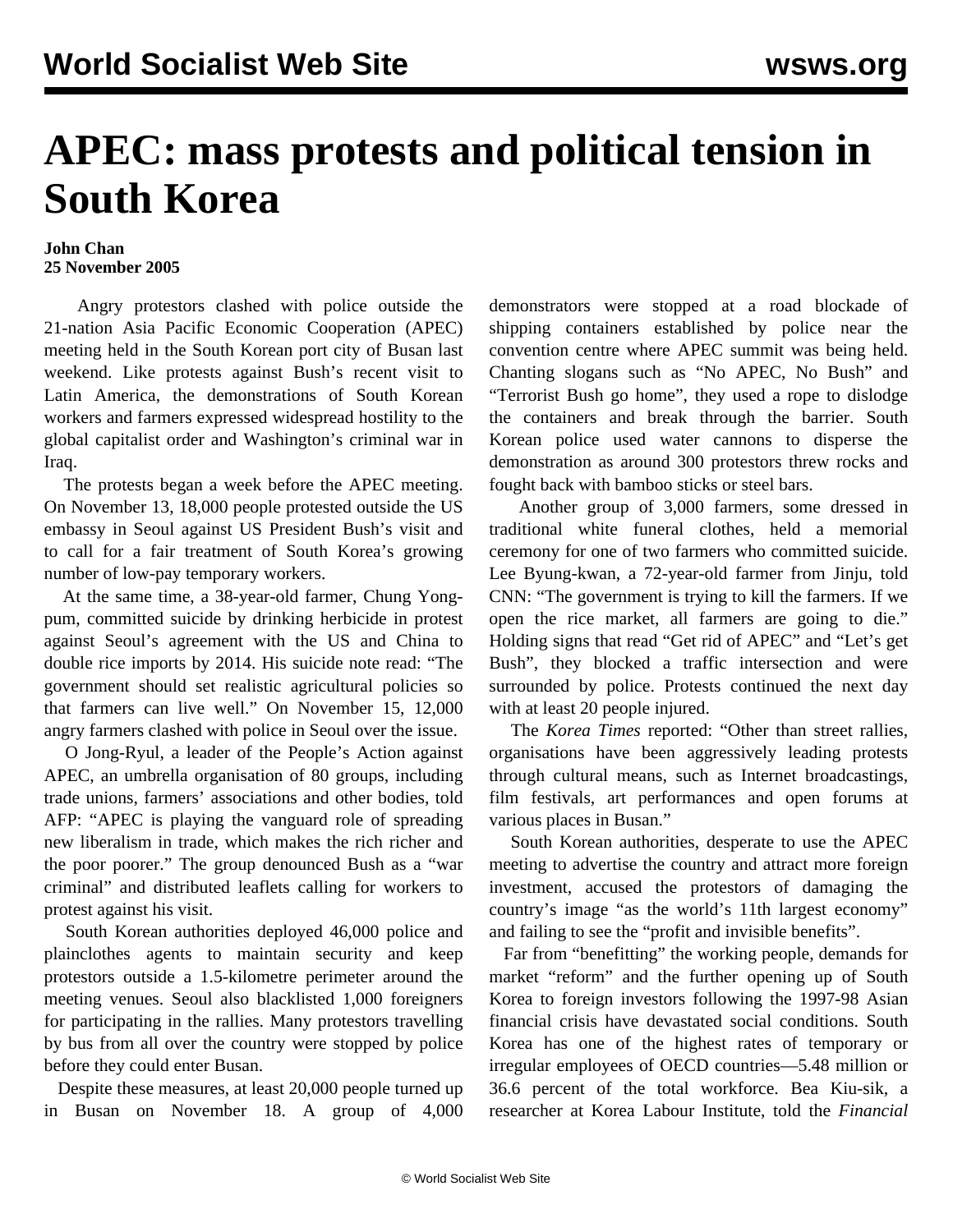# APEC: mass protests and political tension in South Korea

**John Chan**
**25 November 2005**

Angry protestors clashed with police outside the 21-nation Asia Pacific Economic Cooperation (APEC) meeting held in the South Korean port city of Busan last weekend. Like protests against Bush's recent visit to Latin America, the demonstrations of South Korean workers and farmers expressed widespread hostility to the global capitalist order and Washington's criminal war in Iraq.

The protests began a week before the APEC meeting. On November 13, 18,000 people protested outside the US embassy in Seoul against US President Bush's visit and to call for a fair treatment of South Korea's growing number of low-pay temporary workers.

At the same time, a 38-year-old farmer, Chung Yong-pum, committed suicide by drinking herbicide in protest against Seoul's agreement with the US and China to double rice imports by 2014. His suicide note read: "The government should set realistic agricultural policies so that farmers can live well." On November 15, 12,000 angry farmers clashed with police in Seoul over the issue.

O Jong-Ryul, a leader of the People's Action against APEC, an umbrella organisation of 80 groups, including trade unions, farmers' associations and other bodies, told AFP: "APEC is playing the vanguard role of spreading new liberalism in trade, which makes the rich richer and the poor poorer." The group denounced Bush as a "war criminal" and distributed leaflets calling for workers to protest against his visit.

South Korean authorities deployed 46,000 police and plainclothes agents to maintain security and keep protestors outside a 1.5-kilometre perimeter around the meeting venues. Seoul also blacklisted 1,000 foreigners for participating in the rallies. Many protestors travelling by bus from all over the country were stopped by police before they could enter Busan.

Despite these measures, at least 20,000 people turned up in Busan on November 18. A group of 4,000 demonstrators were stopped at a road blockade of shipping containers established by police near the convention centre where APEC summit was being held. Chanting slogans such as "No APEC, No Bush" and "Terrorist Bush go home", they used a rope to dislodge the containers and break through the barrier. South Korean police used water cannons to disperse the demonstration as around 300 protestors threw rocks and fought back with bamboo sticks or steel bars.

Another group of 3,000 farmers, some dressed in traditional white funeral clothes, held a memorial ceremony for one of two farmers who committed suicide. Lee Byung-kwan, a 72-year-old farmer from Jinju, told CNN: "The government is trying to kill the farmers. If we open the rice market, all farmers are going to die." Holding signs that read "Get rid of APEC" and "Let's get Bush", they blocked a traffic intersection and were surrounded by police. Protests continued the next day with at least 20 people injured.

The *Korea Times* reported: "Other than street rallies, organisations have been aggressively leading protests through cultural means, such as Internet broadcastings, film festivals, art performances and open forums at various places in Busan."

South Korean authorities, desperate to use the APEC meeting to advertise the country and attract more foreign investment, accused the protestors of damaging the country's image "as the world's 11th largest economy" and failing to see the "profit and invisible benefits".

Far from "benefitting" the working people, demands for market "reform" and the further opening up of South Korea to foreign investors following the 1997-98 Asian financial crisis have devastated social conditions. South Korea has one of the highest rates of temporary or irregular employees of OECD countries—5.48 million or 36.6 percent of the total workforce. Bea Kiu-sik, a researcher at Korea Labour Institute, told the *Financial*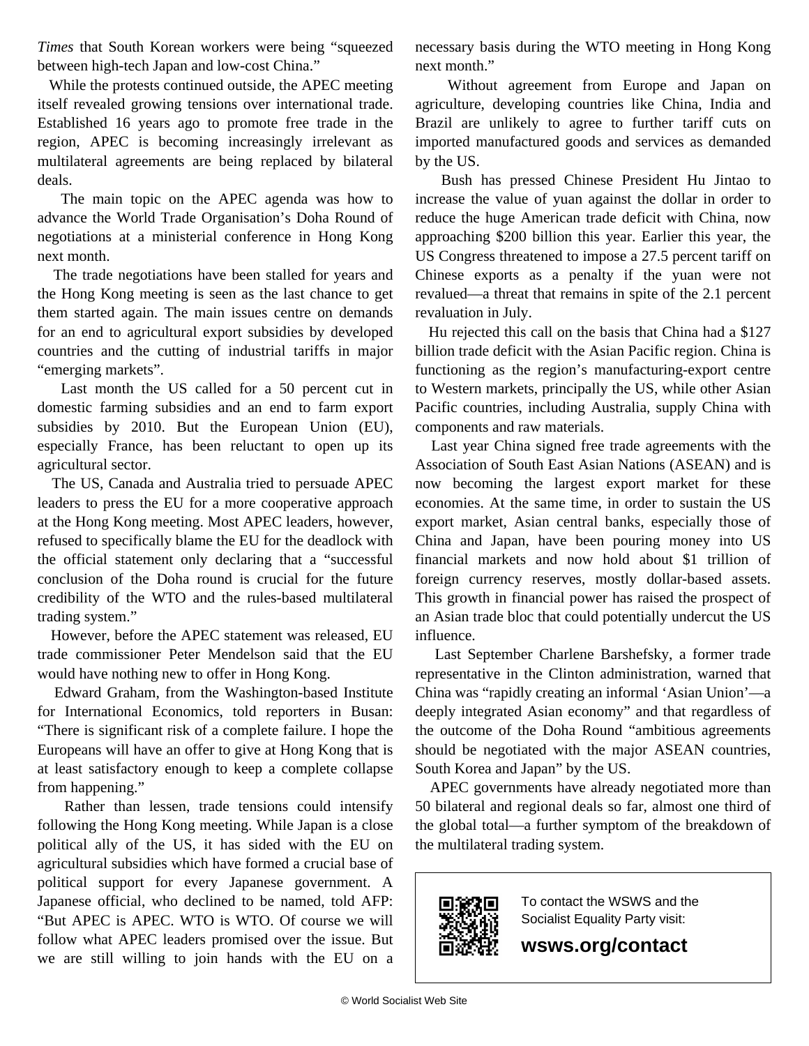*Times* that South Korean workers were being "squeezed between high-tech Japan and low-cost China."

While the protests continued outside, the APEC meeting itself revealed growing tensions over international trade. Established 16 years ago to promote free trade in the region, APEC is becoming increasingly irrelevant as multilateral agreements are being replaced by bilateral deals.

The main topic on the APEC agenda was how to advance the World Trade Organisation's Doha Round of negotiations at a ministerial conference in Hong Kong next month.

The trade negotiations have been stalled for years and the Hong Kong meeting is seen as the last chance to get them started again. The main issues centre on demands for an end to agricultural export subsidies by developed countries and the cutting of industrial tariffs in major "emerging markets".

Last month the US called for a 50 percent cut in domestic farming subsidies and an end to farm export subsidies by 2010. But the European Union (EU), especially France, has been reluctant to open up its agricultural sector.

The US, Canada and Australia tried to persuade APEC leaders to press the EU for a more cooperative approach at the Hong Kong meeting. Most APEC leaders, however, refused to specifically blame the EU for the deadlock with the official statement only declaring that a "successful conclusion of the Doha round is crucial for the future credibility of the WTO and the rules-based multilateral trading system."

However, before the APEC statement was released, EU trade commissioner Peter Mendelson said that the EU would have nothing new to offer in Hong Kong.

Edward Graham, from the Washington-based Institute for International Economics, told reporters in Busan: "There is significant risk of a complete failure. I hope the Europeans will have an offer to give at Hong Kong that is at least satisfactory enough to keep a complete collapse from happening."

Rather than lessen, trade tensions could intensify following the Hong Kong meeting. While Japan is a close political ally of the US, it has sided with the EU on agricultural subsidies which have formed a crucial base of political support for every Japanese government. A Japanese official, who declined to be named, told AFP: "But APEC is APEC. WTO is WTO. Of course we will follow what APEC leaders promised over the issue. But we are still willing to join hands with the EU on a necessary basis during the WTO meeting in Hong Kong next month."

Without agreement from Europe and Japan on agriculture, developing countries like China, India and Brazil are unlikely to agree to further tariff cuts on imported manufactured goods and services as demanded by the US.

Bush has pressed Chinese President Hu Jintao to increase the value of yuan against the dollar in order to reduce the huge American trade deficit with China, now approaching $200 billion this year. Earlier this year, the US Congress threatened to impose a 27.5 percent tariff on Chinese exports as a penalty if the yuan were not revalued—a threat that remains in spite of the 2.1 percent revaluation in July.

Hu rejected this call on the basis that China had a $127 billion trade deficit with the Asian Pacific region. China is functioning as the region's manufacturing-export centre to Western markets, principally the US, while other Asian Pacific countries, including Australia, supply China with components and raw materials.

Last year China signed free trade agreements with the Association of South East Asian Nations (ASEAN) and is now becoming the largest export market for these economies. At the same time, in order to sustain the US export market, Asian central banks, especially those of China and Japan, have been pouring money into US financial markets and now hold about $1 trillion of foreign currency reserves, mostly dollar-based assets. This growth in financial power has raised the prospect of an Asian trade bloc that could potentially undercut the US influence.

Last September Charlene Barshefsky, a former trade representative in the Clinton administration, warned that China was "rapidly creating an informal 'Asian Union'—a deeply integrated Asian economy" and that regardless of the outcome of the Doha Round "ambitious agreements should be negotiated with the major ASEAN countries, South Korea and Japan" by the US.

APEC governments have already negotiated more than 50 bilateral and regional deals so far, almost one third of the global total—a further symptom of the breakdown of the multilateral trading system.

To contact the WSWS and the Socialist Equality Party visit:

**wsws.org/contact**